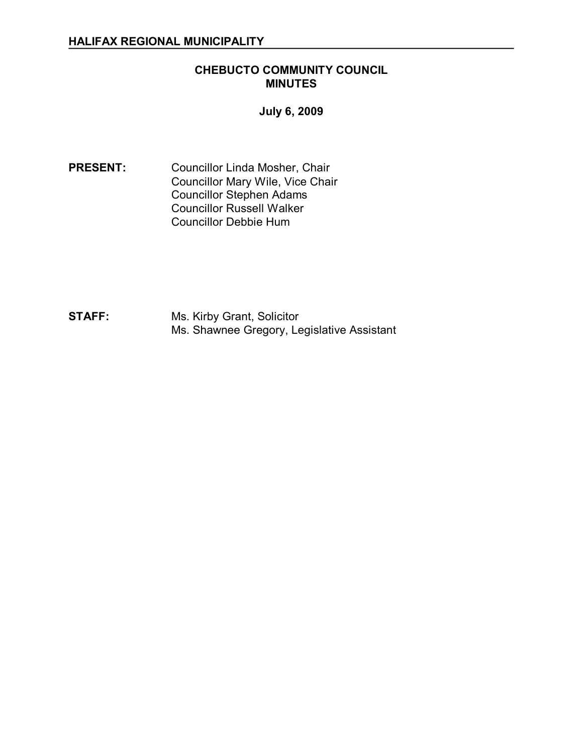**HALIFAX REGIONAL MUNICIPALITY**

# CHEBUCTO COMMUNITY COUNCIL MINUTES

**July 6, 2009**

**PRESENT:** Councillor Linda Mosher, Chair
Councillor Mary Wile, Vice Chair
Councillor Stephen Adams
Councillor Russell Walker
Councillor Debbie Hum

**STAFF:** Ms. Kirby Grant, Solicitor
Ms. Shawnee Gregory, Legislative Assistant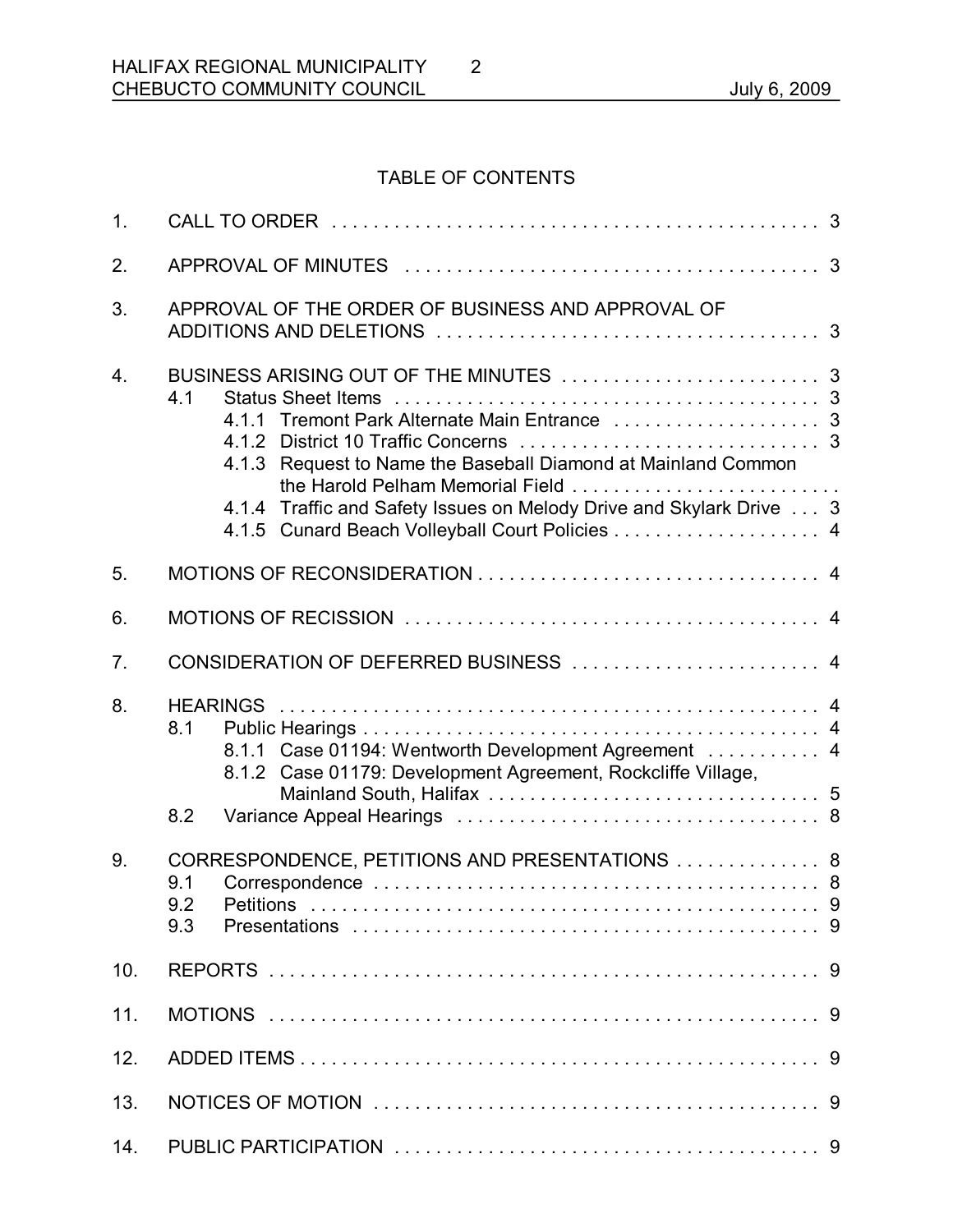## TABLE OF CONTENTS

1. CALL TO ORDER . . . . . . . . . . . . . . . . . . . . . . . . . . . . . . . . . . . . . . . . . . . . . . . . 3
2. APPROVAL OF MINUTES . . . . . . . . . . . . . . . . . . . . . . . . . . . . . . . . . . . . . . . . . 3
3. APPROVAL OF THE ORDER OF BUSINESS AND APPROVAL OF ADDITIONS AND DELETIONS . . . . . . . . . . . . . . . . . . . . . . . . . . . . . . . . . . . . . . 3
4. BUSINESS ARISING OUT OF THE MINUTES . . . . . . . . . . . . . . . . . . . . . . . . . 3
   - 4.1 Status Sheet Items . . . . . . . . . . . . . . . . . . . . . . . . . . . . . . . . . . . . . . . . . 3
     - 4.1.1 Tremont Park Alternate Main Entrance . . . . . . . . . . . . . . . . . . . . 3
     - 4.1.2 District 10 Traffic Concerns . . . . . . . . . . . . . . . . . . . . . . . . . . . . . 3
     - 4.1.3 Request to Name the Baseball Diamond at Mainland Common the Harold Pelham Memorial Field . . . . . . . . . . . . . . . . . . . . . . . . . .
     - 4.1.4 Traffic and Safety Issues on Melody Drive and Skylark Drive . . . 3
     - 4.1.5 Cunard Beach Volleyball Court Policies . . . . . . . . . . . . . . . . . . . . 4
5. MOTIONS OF RECONSIDERATION . . . . . . . . . . . . . . . . . . . . . . . . . . . . . . . . . 4
6. MOTIONS OF RECISSION . . . . . . . . . . . . . . . . . . . . . . . . . . . . . . . . . . . . . . . . 4
7. CONSIDERATION OF DEFERRED BUSINESS . . . . . . . . . . . . . . . . . . . . . . . . 4
8. HEARINGS . . . . . . . . . . . . . . . . . . . . . . . . . . . . . . . . . . . . . . . . . . . . . . . . . . . 4
   - 8.1 Public Hearings . . . . . . . . . . . . . . . . . . . . . . . . . . . . . . . . . . . . . . . . . . . . 4
     - 8.1.1 Case 01194: Wentworth Development Agreement . . . . . . . . . . . 4
     - 8.1.2 Case 01179: Development Agreement, Rockcliffe Village, Mainland South, Halifax . . . . . . . . . . . . . . . . . . . . . . . . . . . . . . . . 5
   - 8.2 Variance Appeal Hearings . . . . . . . . . . . . . . . . . . . . . . . . . . . . . . . . . . . 8
9. CORRESPONDENCE, PETITIONS AND PRESENTATIONS . . . . . . . . . . . . . . 8
   - 9.1 Correspondence . . . . . . . . . . . . . . . . . . . . . . . . . . . . . . . . . . . . . . . . . . . 8
   - 9.2 Petitions . . . . . . . . . . . . . . . . . . . . . . . . . . . . . . . . . . . . . . . . . . . . . . . . 9
   - 9.3 Presentations . . . . . . . . . . . . . . . . . . . . . . . . . . . . . . . . . . . . . . . . . . . . 9
10. REPORTS . . . . . . . . . . . . . . . . . . . . . . . . . . . . . . . . . . . . . . . . . . . . . . . . . . . . 9
11. MOTIONS . . . . . . . . . . . . . . . . . . . . . . . . . . . . . . . . . . . . . . . . . . . . . . . . . . . . 9
12. ADDED ITEMS . . . . . . . . . . . . . . . . . . . . . . . . . . . . . . . . . . . . . . . . . . . . . . . . 9
13. NOTICES OF MOTION . . . . . . . . . . . . . . . . . . . . . . . . . . . . . . . . . . . . . . . . . . 9
14. PUBLIC PARTICIPATION . . . . . . . . . . . . . . . . . . . . . . . . . . . . . . . . . . . . . . . . 9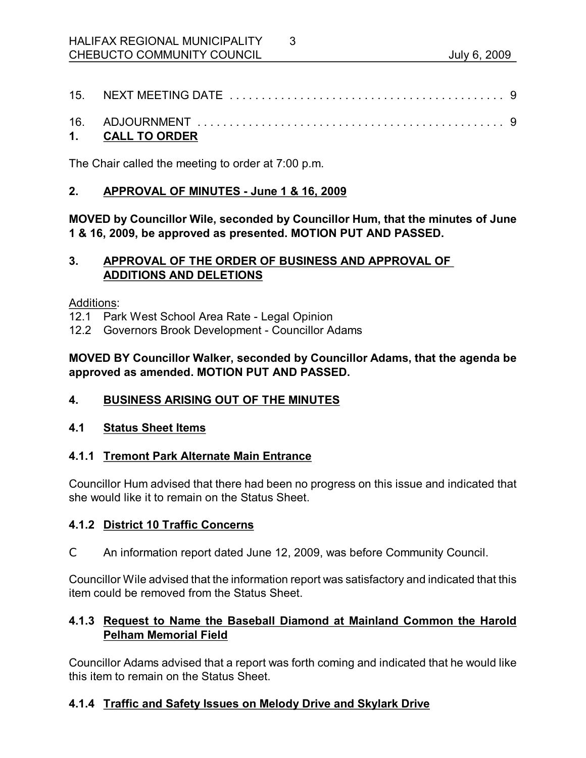15. NEXT MEETING DATE . . . . . . . . . . . . . . . . . . . . . . . . . . . . . . . . . . . . . . . . . . 9

16. ADJOURNMENT . . . . . . . . . . . . . . . . . . . . . . . . . . . . . . . . . . . . . . . . . . . . . . . 9

## 1. CALL TO ORDER

The Chair called the meeting to order at 7:00 p.m.

## 2. APPROVAL OF MINUTES - June 1 & 16, 2009

**MOVED by Councillor Wile, seconded by Councillor Hum, that the minutes of June 1 & 16, 2009, be approved as presented. MOTION PUT AND PASSED.**

## 3. APPROVAL OF THE ORDER OF BUSINESS AND APPROVAL OF ADDITIONS AND DELETIONS

Additions:
12.1 Park West School Area Rate - Legal Opinion
12.2 Governors Brook Development - Councillor Adams

**MOVED BY Councillor Walker, seconded by Councillor Adams, that the agenda be approved as amended. MOTION PUT AND PASSED.**

## 4. BUSINESS ARISING OUT OF THE MINUTES

### 4.1 Status Sheet Items

#### 4.1.1 Tremont Park Alternate Main Entrance

Councillor Hum advised that there had been no progress on this issue and indicated that she would like it to remain on the Status Sheet.

#### 4.1.2 District 10 Traffic Concerns

- An information report dated June 12, 2009, was before Community Council.

Councillor Wile advised that the information report was satisfactory and indicated that this item could be removed from the Status Sheet.

#### 4.1.3 Request to Name the Baseball Diamond at Mainland Common the Harold Pelham Memorial Field

Councillor Adams advised that a report was forth coming and indicated that he would like this item to remain on the Status Sheet.

#### 4.1.4 Traffic and Safety Issues on Melody Drive and Skylark Drive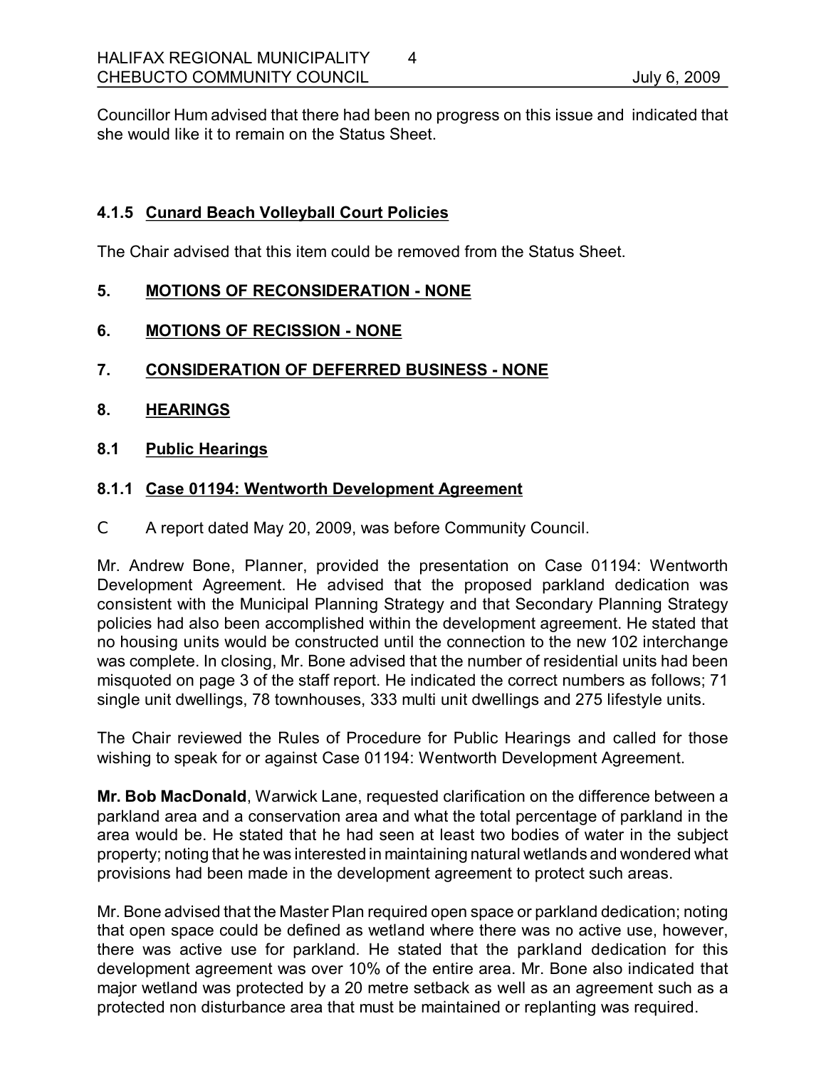Councillor Hum advised that there had been no progress on this issue and indicated that she would like it to remain on the Status Sheet.

### 4.1.5 Cunard Beach Volleyball Court Policies

The Chair advised that this item could be removed from the Status Sheet.

## 5. MOTIONS OF RECONSIDERATION - NONE

## 6. MOTIONS OF RECISSION - NONE

## 7. CONSIDERATION OF DEFERRED BUSINESS - NONE

## 8. HEARINGS

### 8.1 Public Hearings

### 8.1.1 Case 01194: Wentworth Development Agreement

- A report dated May 20, 2009, was before Community Council.

Mr. Andrew Bone, Planner, provided the presentation on Case 01194: Wentworth Development Agreement. He advised that the proposed parkland dedication was consistent with the Municipal Planning Strategy and that Secondary Planning Strategy policies had also been accomplished within the development agreement. He stated that no housing units would be constructed until the connection to the new 102 interchange was complete. In closing, Mr. Bone advised that the number of residential units had been misquoted on page 3 of the staff report. He indicated the correct numbers as follows; 71 single unit dwellings, 78 townhouses, 333 multi unit dwellings and 275 lifestyle units.

The Chair reviewed the Rules of Procedure for Public Hearings and called for those wishing to speak for or against Case 01194: Wentworth Development Agreement.

**Mr. Bob MacDonald**, Warwick Lane, requested clarification on the difference between a parkland area and a conservation area and what the total percentage of parkland in the area would be. He stated that he had seen at least two bodies of water in the subject property; noting that he was interested in maintaining natural wetlands and wondered what provisions had been made in the development agreement to protect such areas.

Mr. Bone advised that the Master Plan required open space or parkland dedication; noting that open space could be defined as wetland where there was no active use, however, there was active use for parkland. He stated that the parkland dedication for this development agreement was over 10% of the entire area. Mr. Bone also indicated that major wetland was protected by a 20 metre setback as well as an agreement such as a protected non disturbance area that must be maintained or replanting was required.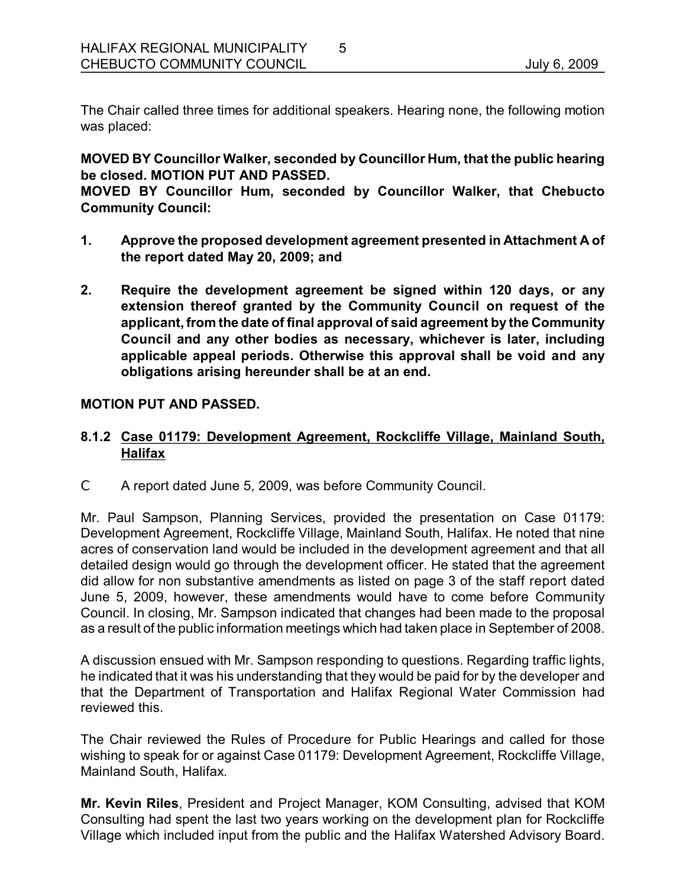The Chair called three times for additional speakers. Hearing none, the following motion was placed:

**MOVED BY Councillor Walker, seconded by Councillor Hum, that the public hearing be closed. MOTION PUT AND PASSED.**

**MOVED BY Councillor Hum, seconded by Councillor Walker, that Chebucto Community Council:**

1. **Approve the proposed development agreement presented in Attachment A of the report dated May 20, 2009; and**

2. **Require the development agreement be signed within 120 days, or any extension thereof granted by the Community Council on request of the applicant, from the date of final approval of said agreement by the Community Council and any other bodies as necessary, whichever is later, including applicable appeal periods. Otherwise this approval shall be void and any obligations arising hereunder shall be at an end.**

**MOTION PUT AND PASSED.**

### 8.1.2 Case 01179: Development Agreement, Rockcliffe Village, Mainland South, Halifax

- A report dated June 5, 2009, was before Community Council.

Mr. Paul Sampson, Planning Services, provided the presentation on Case 01179: Development Agreement, Rockcliffe Village, Mainland South, Halifax. He noted that nine acres of conservation land would be included in the development agreement and that all detailed design would go through the development officer. He stated that the agreement did allow for non substantive amendments as listed on page 3 of the staff report dated June 5, 2009, however, these amendments would have to come before Community Council. In closing, Mr. Sampson indicated that changes had been made to the proposal as a result of the public information meetings which had taken place in September of 2008.

A discussion ensued with Mr. Sampson responding to questions. Regarding traffic lights, he indicated that it was his understanding that they would be paid for by the developer and that the Department of Transportation and Halifax Regional Water Commission had reviewed this.

The Chair reviewed the Rules of Procedure for Public Hearings and called for those wishing to speak for or against Case 01179: Development Agreement, Rockcliffe Village, Mainland South, Halifax.

**Mr. Kevin Riles**, President and Project Manager, KOM Consulting, advised that KOM Consulting had spent the last two years working on the development plan for Rockcliffe Village which included input from the public and the Halifax Watershed Advisory Board.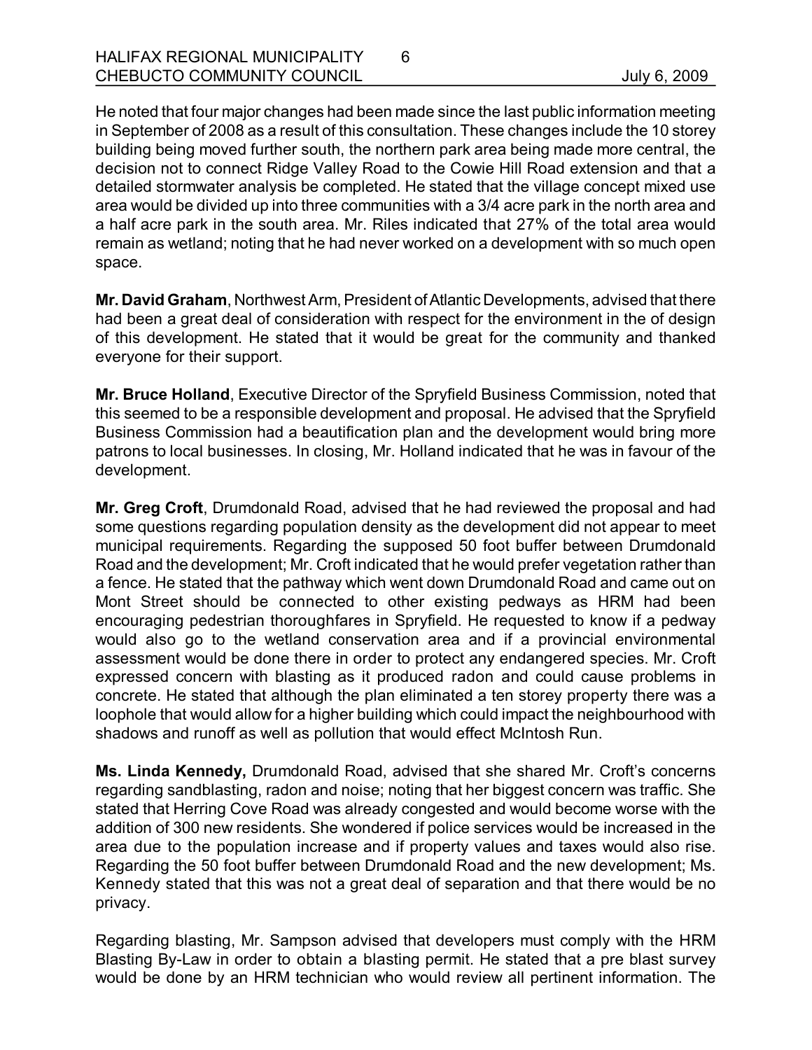He noted that four major changes had been made since the last public information meeting in September of 2008 as a result of this consultation. These changes include the 10 storey building being moved further south, the northern park area being made more central, the decision not to connect Ridge Valley Road to the Cowie Hill Road extension and that a detailed stormwater analysis be completed. He stated that the village concept mixed use area would be divided up into three communities with a 3/4 acre park in the north area and a half acre park in the south area. Mr. Riles indicated that 27% of the total area would remain as wetland; noting that he had never worked on a development with so much open space.

**Mr. David Graham**, Northwest Arm, President of Atlantic Developments, advised that there had been a great deal of consideration with respect for the environment in the of design of this development. He stated that it would be great for the community and thanked everyone for their support.

**Mr. Bruce Holland**, Executive Director of the Spryfield Business Commission, noted that this seemed to be a responsible development and proposal. He advised that the Spryfield Business Commission had a beautification plan and the development would bring more patrons to local businesses. In closing, Mr. Holland indicated that he was in favour of the development.

**Mr. Greg Croft**, Drumdonald Road, advised that he had reviewed the proposal and had some questions regarding population density as the development did not appear to meet municipal requirements. Regarding the supposed 50 foot buffer between Drumdonald Road and the development; Mr. Croft indicated that he would prefer vegetation rather than a fence. He stated that the pathway which went down Drumdonald Road and came out on Mont Street should be connected to other existing pedways as HRM had been encouraging pedestrian thoroughfares in Spryfield. He requested to know if a pedway would also go to the wetland conservation area and if a provincial environmental assessment would be done there in order to protect any endangered species. Mr. Croft expressed concern with blasting as it produced radon and could cause problems in concrete. He stated that although the plan eliminated a ten storey property there was a loophole that would allow for a higher building which could impact the neighbourhood with shadows and runoff as well as pollution that would effect McIntosh Run.

**Ms. Linda Kennedy,** Drumdonald Road, advised that she shared Mr. Croft's concerns regarding sandblasting, radon and noise; noting that her biggest concern was traffic. She stated that Herring Cove Road was already congested and would become worse with the addition of 300 new residents. She wondered if police services would be increased in the area due to the population increase and if property values and taxes would also rise. Regarding the 50 foot buffer between Drumdonald Road and the new development; Ms. Kennedy stated that this was not a great deal of separation and that there would be no privacy.

Regarding blasting, Mr. Sampson advised that developers must comply with the HRM Blasting By-Law in order to obtain a blasting permit. He stated that a pre blast survey would be done by an HRM technician who would review all pertinent information. The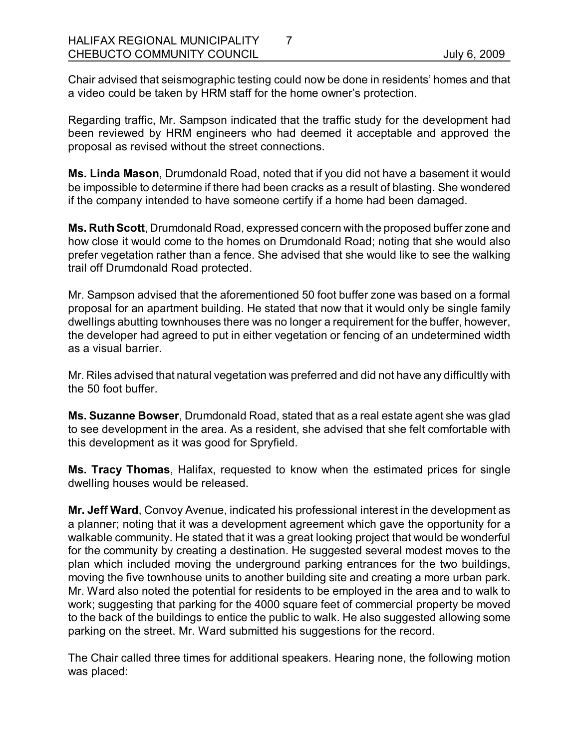Chair advised that seismographic testing could now be done in residents' homes and that a video could be taken by HRM staff for the home owner's protection.

Regarding traffic, Mr. Sampson indicated that the traffic study for the development had been reviewed by HRM engineers who had deemed it acceptable and approved the proposal as revised without the street connections.

**Ms. Linda Mason**, Drumdonald Road, noted that if you did not have a basement it would be impossible to determine if there had been cracks as a result of blasting. She wondered if the company intended to have someone certify if a home had been damaged.

**Ms. Ruth Scott**, Drumdonald Road, expressed concern with the proposed buffer zone and how close it would come to the homes on Drumdonald Road; noting that she would also prefer vegetation rather than a fence. She advised that she would like to see the walking trail off Drumdonald Road protected.

Mr. Sampson advised that the aforementioned 50 foot buffer zone was based on a formal proposal for an apartment building. He stated that now that it would only be single family dwellings abutting townhouses there was no longer a requirement for the buffer, however, the developer had agreed to put in either vegetation or fencing of an undetermined width as a visual barrier.

Mr. Riles advised that natural vegetation was preferred and did not have any difficultly with the 50 foot buffer.

**Ms. Suzanne Bowser**, Drumdonald Road, stated that as a real estate agent she was glad to see development in the area. As a resident, she advised that she felt comfortable with this development as it was good for Spryfield.

**Ms. Tracy Thomas**, Halifax, requested to know when the estimated prices for single dwelling houses would be released.

**Mr. Jeff Ward**, Convoy Avenue, indicated his professional interest in the development as a planner; noting that it was a development agreement which gave the opportunity for a walkable community. He stated that it was a great looking project that would be wonderful for the community by creating a destination. He suggested several modest moves to the plan which included moving the underground parking entrances for the two buildings, moving the five townhouse units to another building site and creating a more urban park. Mr. Ward also noted the potential for residents to be employed in the area and to walk to work; suggesting that parking for the 4000 square feet of commercial property be moved to the back of the buildings to entice the public to walk. He also suggested allowing some parking on the street. Mr. Ward submitted his suggestions for the record.

The Chair called three times for additional speakers. Hearing none, the following motion was placed: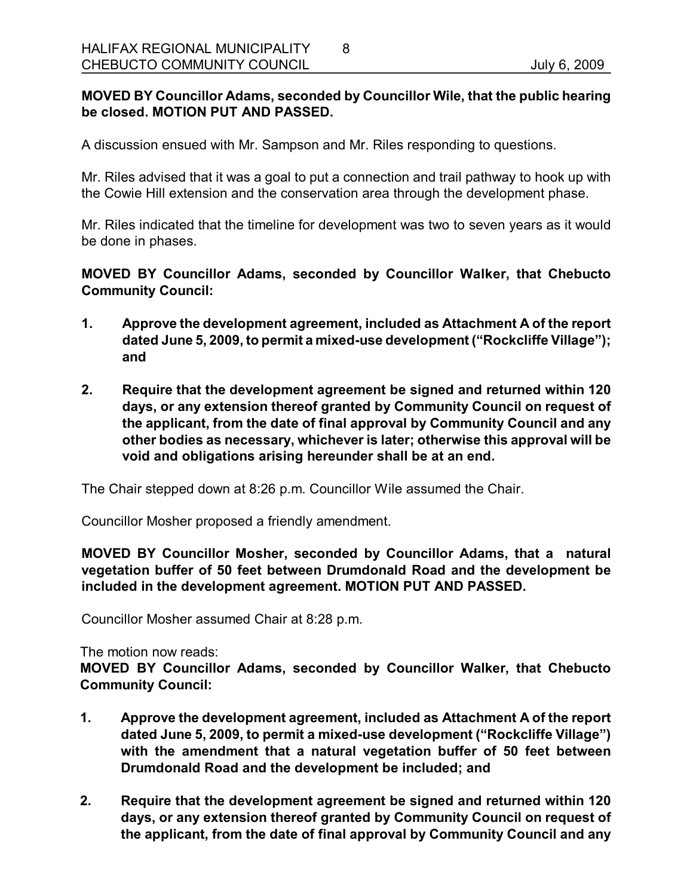**MOVED BY Councillor Adams, seconded by Councillor Wile, that the public hearing be closed. MOTION PUT AND PASSED.**

A discussion ensued with Mr. Sampson and Mr. Riles responding to questions.

Mr. Riles advised that it was a goal to put a connection and trail pathway to hook up with the Cowie Hill extension and the conservation area through the development phase.

Mr. Riles indicated that the timeline for development was two to seven years as it would be done in phases.

**MOVED BY Councillor Adams, seconded by Councillor Walker, that Chebucto Community Council:**

1. **Approve the development agreement, included as Attachment A of the report dated June 5, 2009, to permit a mixed-use development ("Rockcliffe Village"); and**
2. **Require that the development agreement be signed and returned within 120 days, or any extension thereof granted by Community Council on request of the applicant, from the date of final approval by Community Council and any other bodies as necessary, whichever is later; otherwise this approval will be void and obligations arising hereunder shall be at an end.**

The Chair stepped down at 8:26 p.m. Councillor Wile assumed the Chair.

Councillor Mosher proposed a friendly amendment.

**MOVED BY Councillor Mosher, seconded by Councillor Adams, that a natural vegetation buffer of 50 feet between Drumdonald Road and the development be included in the development agreement. MOTION PUT AND PASSED.**

Councillor Mosher assumed Chair at 8:28 p.m.

The motion now reads:
**MOVED BY Councillor Adams, seconded by Councillor Walker, that Chebucto Community Council:**

1. **Approve the development agreement, included as Attachment A of the report dated June 5, 2009, to permit a mixed-use development ("Rockcliffe Village") with the amendment that a natural vegetation buffer of 50 feet between Drumdonald Road and the development be included; and**
2. **Require that the development agreement be signed and returned within 120 days, or any extension thereof granted by Community Council on request of the applicant, from the date of final approval by Community Council and any**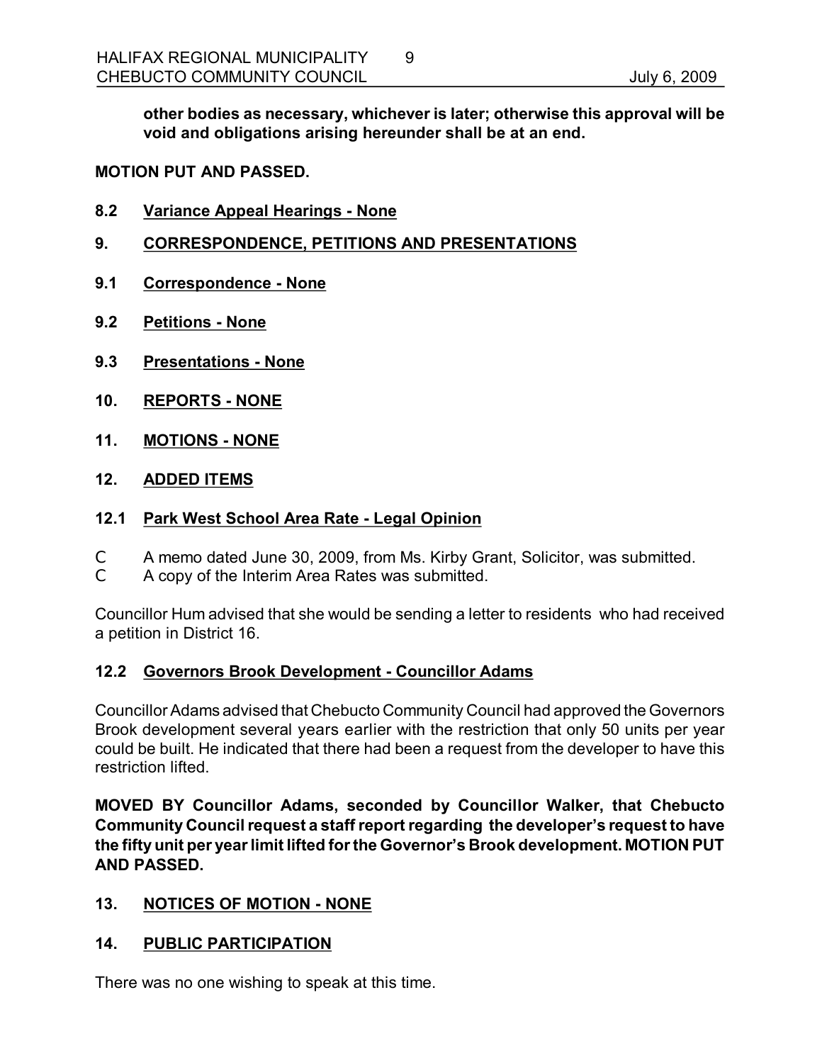**other bodies as necessary, whichever is later; otherwise this approval will be void and obligations arising hereunder shall be at an end.**

**MOTION PUT AND PASSED.**

## 8.2 Variance Appeal Hearings - None

## 9. CORRESPONDENCE, PETITIONS AND PRESENTATIONS

## 9.1 Correspondence - None

## 9.2 Petitions - None

## 9.3 Presentations - None

## 10. REPORTS - NONE

## 11. MOTIONS - NONE

## 12. ADDED ITEMS

## 12.1 Park West School Area Rate - Legal Opinion

- A memo dated June 30, 2009, from Ms. Kirby Grant, Solicitor, was submitted.
- A copy of the Interim Area Rates was submitted.

Councillor Hum advised that she would be sending a letter to residents who had received a petition in District 16.

## 12.2 Governors Brook Development - Councillor Adams

Councillor Adams advised that Chebucto Community Council had approved the Governors Brook development several years earlier with the restriction that only 50 units per year could be built. He indicated that there had been a request from the developer to have this restriction lifted.

**MOVED BY Councillor Adams, seconded by Councillor Walker, that Chebucto Community Council request a staff report regarding the developer's request to have the fifty unit per year limit lifted for the Governor's Brook development. MOTION PUT AND PASSED.**

## 13. NOTICES OF MOTION - NONE

## 14. PUBLIC PARTICIPATION

There was no one wishing to speak at this time.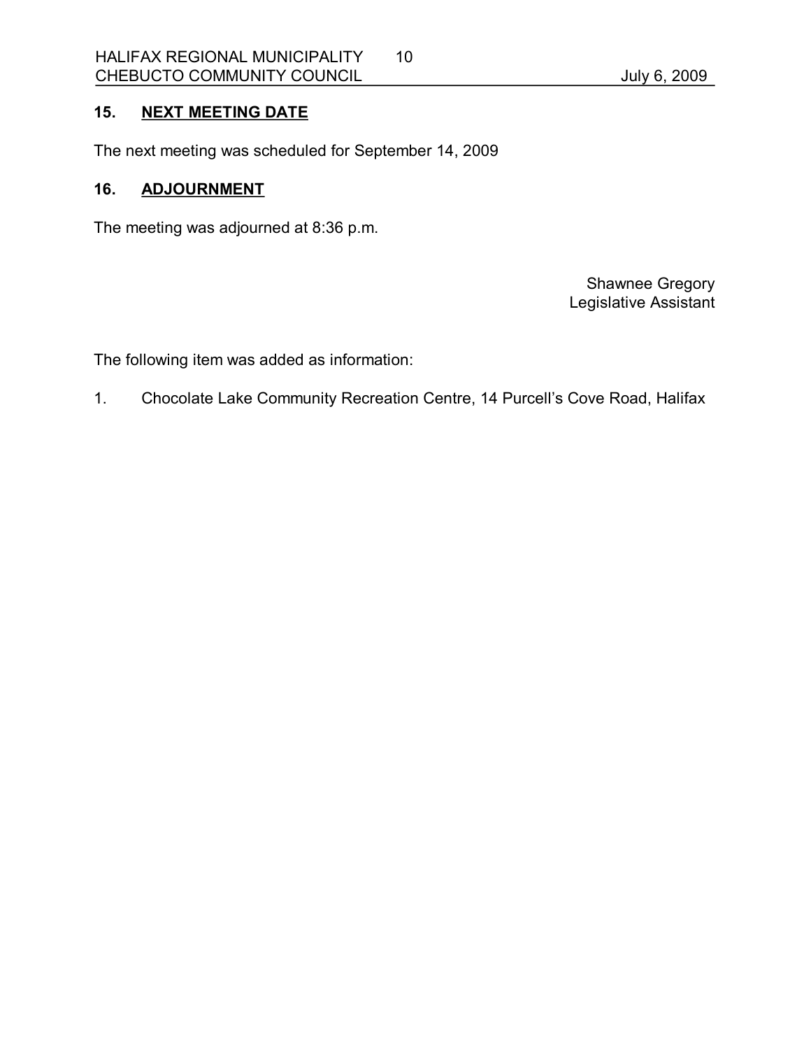## 15. NEXT MEETING DATE

The next meeting was scheduled for September 14, 2009

## 16. ADJOURNMENT

The meeting was adjourned at 8:36 p.m.

Shawnee Gregory
Legislative Assistant

The following item was added as information:

1. Chocolate Lake Community Recreation Centre, 14 Purcell's Cove Road, Halifax